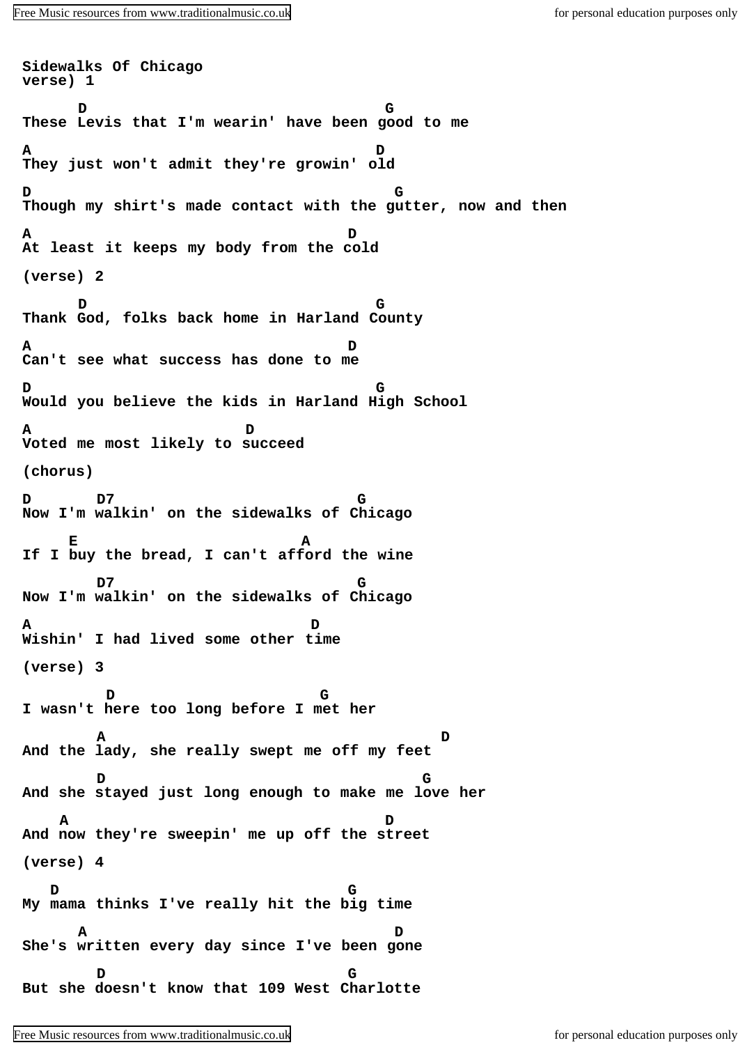```
Sidewalks Of Chicago
verse) 1

       D                                    G
These Levis that I'm wearin' have been good to me

A                                         D
They just won't admit they're growin' old

D                                           G
Though my shirt's made contact with the gutter, now and then

A                                      D
At least it keeps my body from the cold

(verse) 2

       D                                   G
Thank God, folks back home in Harland County

A                                      D
Can't see what success has done to me

D                                          G
Would you believe the kids in Harland High School

A                          D
Voted me most likely to succeed

(chorus)

D        D7                              G
Now I'm walkin' on the sidewalks of Chicago

     E                             A
If I buy the bread, I can't afford the wine

         D7                              G
Now I'm walkin' on the sidewalks of Chicago

A                                   D
Wishin' I had lived some other time

(verse) 3

          D                        G
I wasn't here too long before I met her

         A                                        D
And the lady, she really swept me off my feet

         D                                      G
And she stayed just long enough to make me love her

    A                                       D
And now they're sweepin' me up off the street

(verse) 4

   D                                   G
My mama thinks I've really hit the big time

       A                                      D
She's written every day since I've been gone

         D                               G
But she doesn't know that 109 West Charlotte
```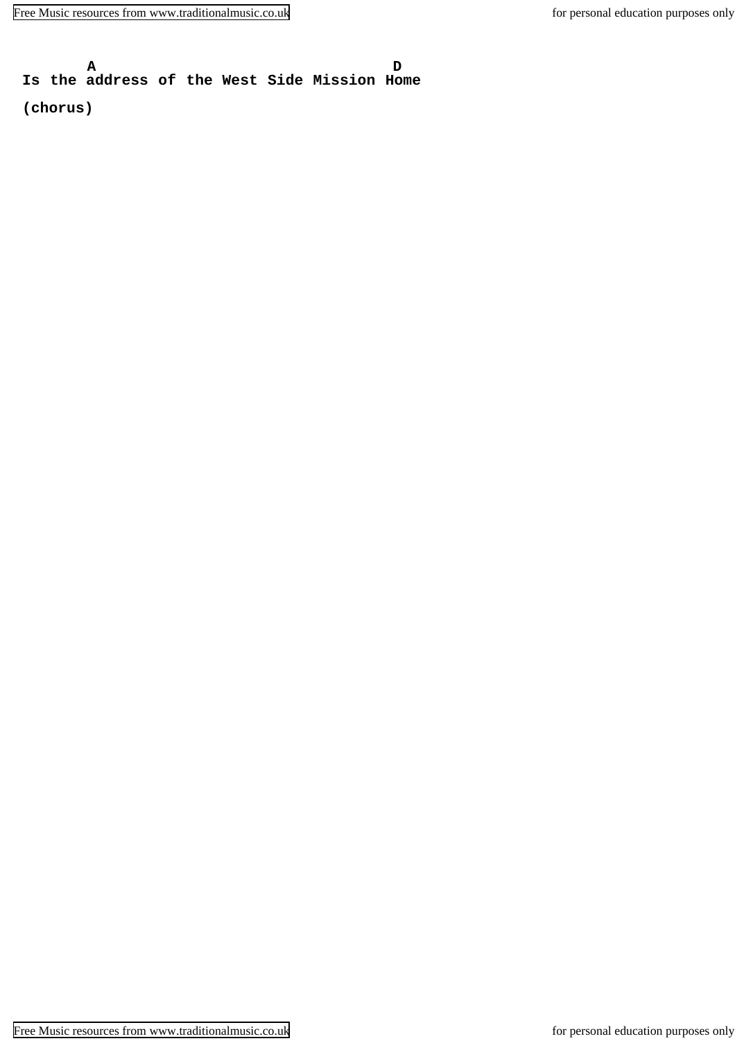```
       A                               D
Is the address of the West Side Mission Home
```

(chorus)